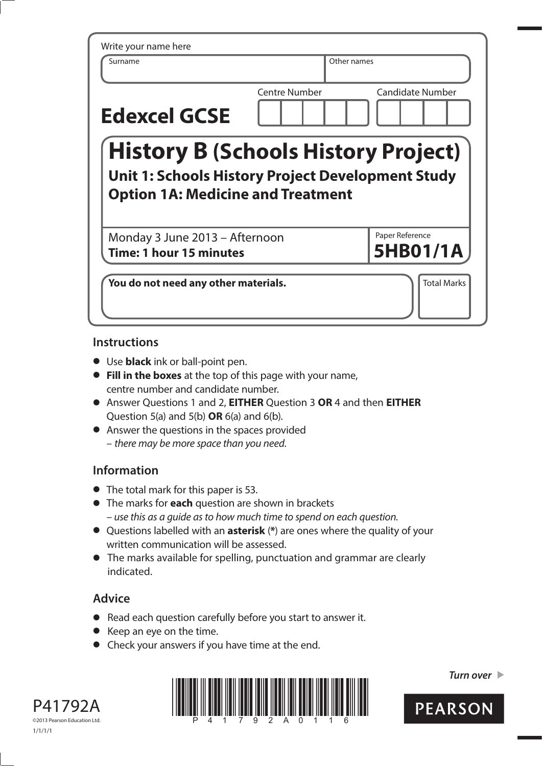Write your name here

| Surname | Other names |
|---|---|
| | |

**Edexcel GCSE**

| Centre Number | Candidate Number |
|---|---|
| | |

# History B (Schools History Project)

## Unit 1: Schools History Project Development Study
## Option 1A: Medicine and Treatment

Monday 3 June 2013 – Afternoon
**Time: 1 hour 15 minutes**

Paper Reference
**5HB01/1A**

**You do not need any other materials.**

Total Marks

### Instructions

- Use **black** ink or ball-point pen.
- **Fill in the boxes** at the top of this page with your name, centre number and candidate number.
- Answer Questions 1 and 2, **EITHER** Question 3 **OR** 4 and then **EITHER** Question 5(a) and 5(b) **OR** 6(a) and 6(b).
- Answer the questions in the spaces provided – *there may be more space than you need.*

### Information

- The total mark for this paper is 53.
- The marks for **each** question are shown in brackets – *use this as a guide as to how much time to spend on each question.*
- Questions labelled with an **asterisk** (*) are ones where the quality of your written communication will be assessed.
- The marks available for spelling, punctuation and grammar are clearly indicated.

### Advice

- Read each question carefully before you start to answer it.
- Keep an eye on the time.
- Check your answers if you have time at the end.

P41792A
©2013 Pearson Education Ltd.
1/1/1/1

*Turn over* ▶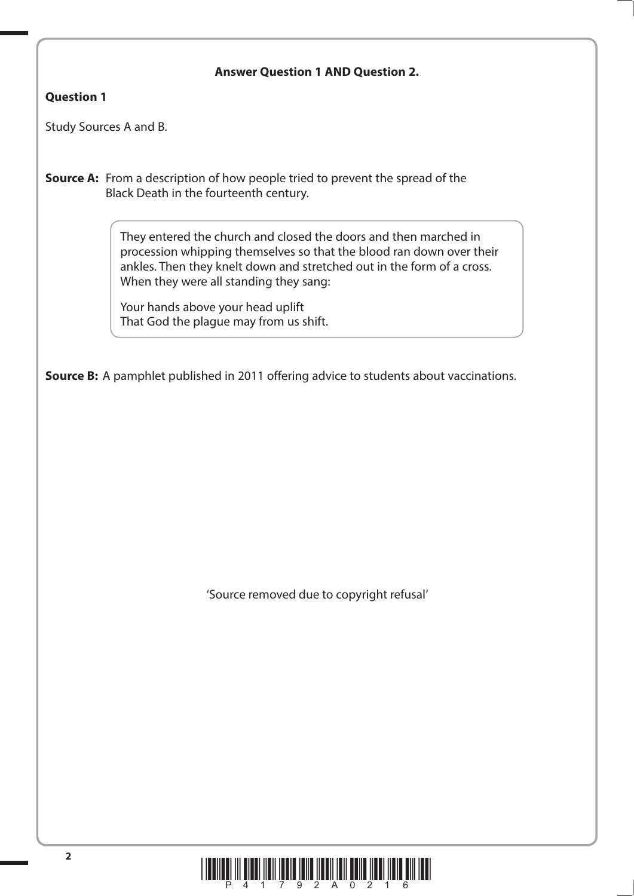**Answer Question 1 AND Question 2.**

**Question 1**

Study Sources A and B.

**Source A:** From a description of how people tried to prevent the spread of the Black Death in the fourteenth century.

> They entered the church and closed the doors and then marched in procession whipping themselves so that the blood ran down over their ankles. Then they knelt down and stretched out in the form of a cross. When they were all standing they sang:
>
> Your hands above your head uplift
> That God the plague may from us shift.

**Source B:** A pamphlet published in 2011 offering advice to students about vaccinations.

'Source removed due to copyright refusal'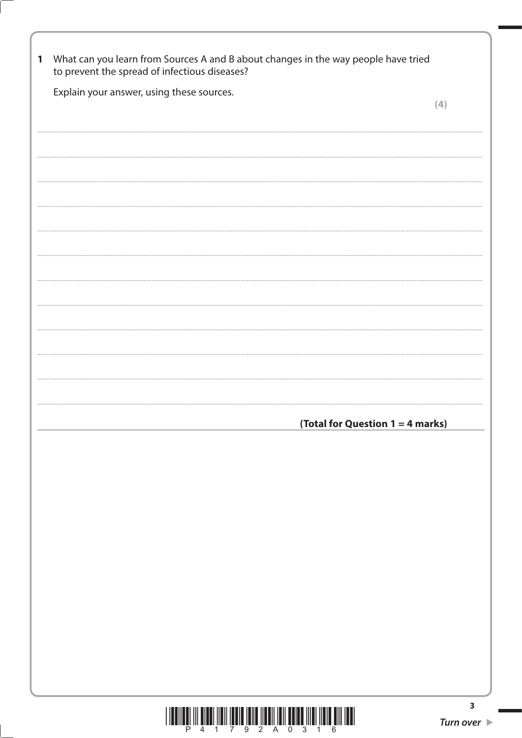**1** What can you learn from Sources A and B about changes in the way people have tried to prevent the spread of infectious diseases?

Explain your answer, using these sources.

**(4)**

**(Total for Question 1 = 4 marks)**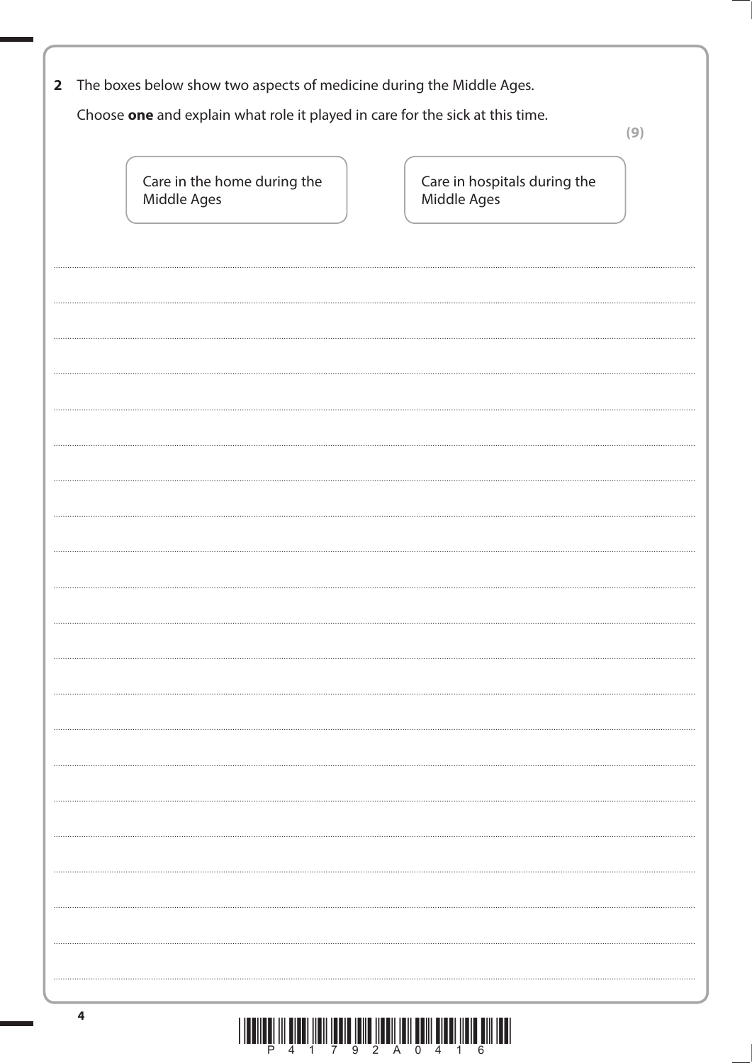**2** The boxes below show two aspects of medicine during the Middle Ages.

Choose **one** and explain what role it played in care for the sick at this time.

**(9)**

| Care in the home during the Middle Ages | Care in hospitals during the Middle Ages |
| --- | --- |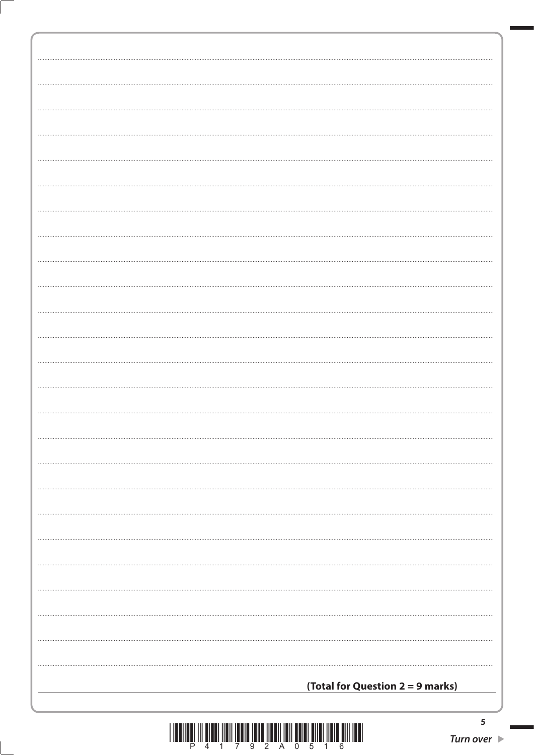**(Total for Question 2 = 9 marks)**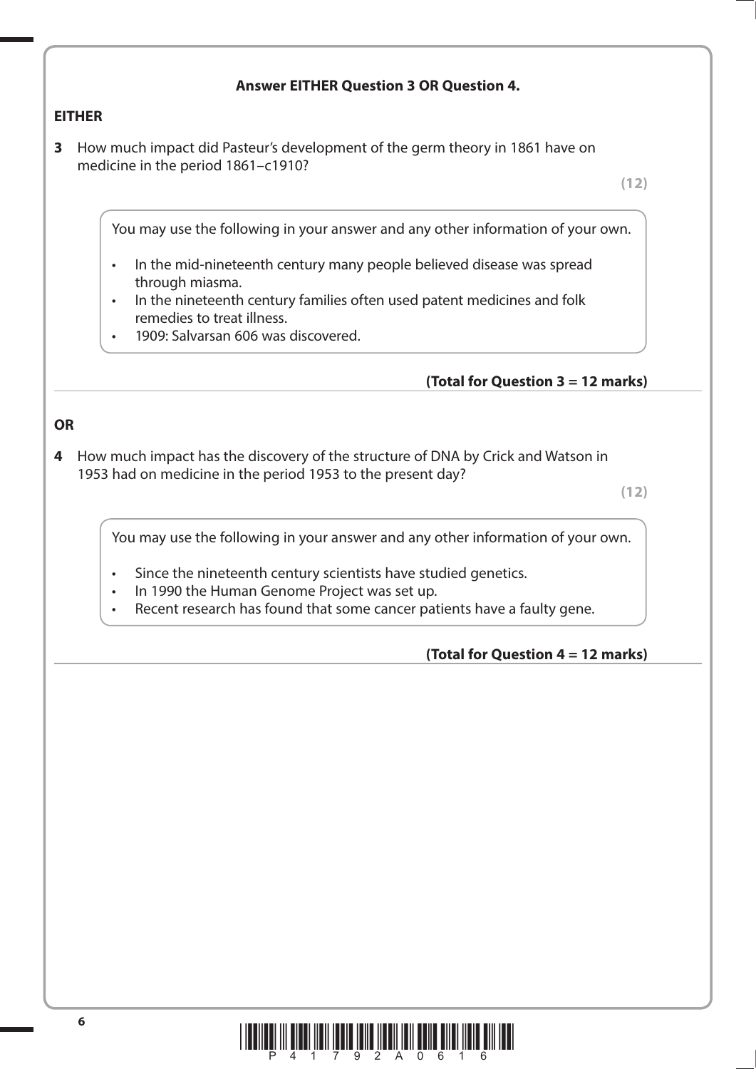**Answer EITHER Question 3 OR Question 4.**

**EITHER**

**3** How much impact did Pasteur's development of the germ theory in 1861 have on medicine in the period 1861–c1910?

**(12)**

You may use the following in your answer and any other information of your own.

- In the mid-nineteenth century many people believed disease was spread through miasma.
- In the nineteenth century families often used patent medicines and folk remedies to treat illness.
- 1909: Salvarsan 606 was discovered.

**(Total for Question 3 = 12 marks)**

**OR**

**4** How much impact has the discovery of the structure of DNA by Crick and Watson in 1953 had on medicine in the period 1953 to the present day?

**(12)**

You may use the following in your answer and any other information of your own.

- Since the nineteenth century scientists have studied genetics.
- In 1990 the Human Genome Project was set up.
- Recent research has found that some cancer patients have a faulty gene.

**(Total for Question 4 = 12 marks)**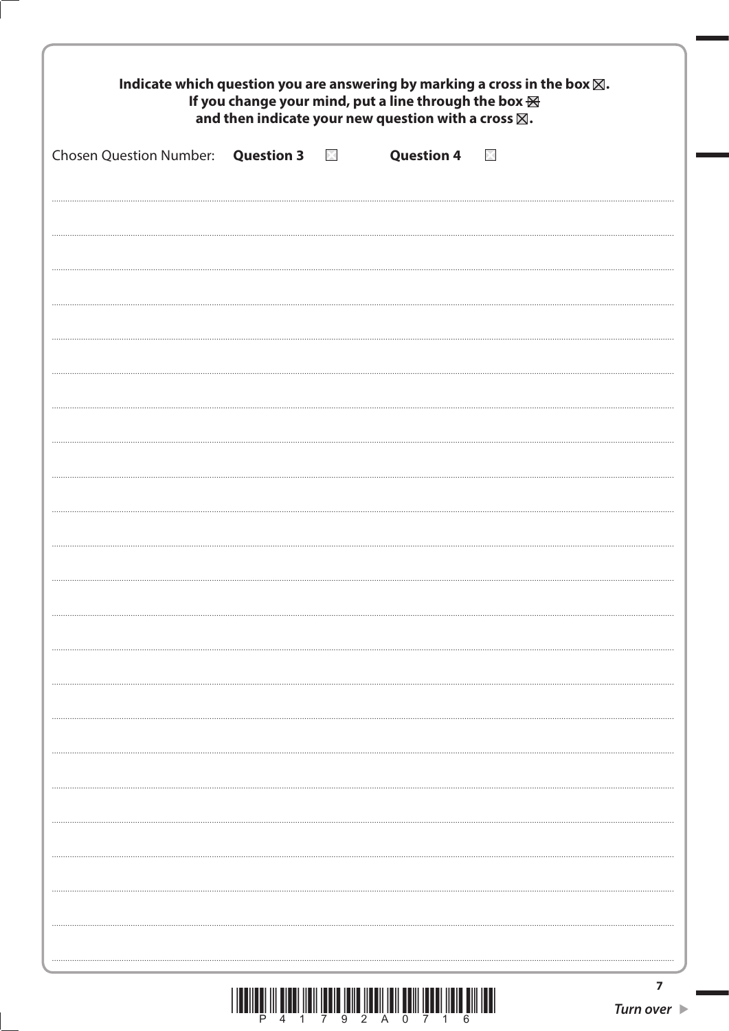**Indicate which question you are answering by marking a cross in the box ☒.**
**If you change your mind, put a line through the box ☒**
**and then indicate your new question with a cross ☒.**

Chosen Question Number: **Question 3** ☐ **Question 4** ☐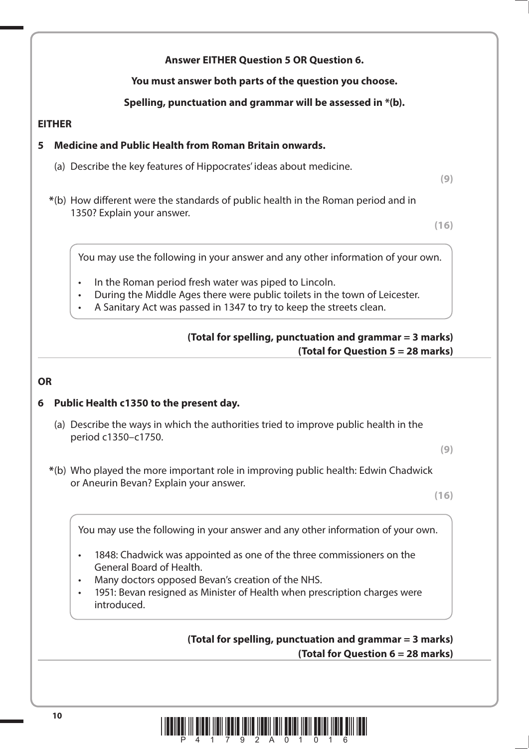**Answer EITHER Question 5 OR Question 6.**

**You must answer both parts of the question you choose.**

**Spelling, punctuation and grammar will be assessed in *(b).**

**EITHER**

**5 Medicine and Public Health from Roman Britain onwards.**

(a) Describe the key features of Hippocrates' ideas about medicine.

**(9)**

*(b) How different were the standards of public health in the Roman period and in 1350? Explain your answer.

**(16)**

You may use the following in your answer and any other information of your own.

- In the Roman period fresh water was piped to Lincoln.
- During the Middle Ages there were public toilets in the town of Leicester.
- A Sanitary Act was passed in 1347 to try to keep the streets clean.

**(Total for spelling, punctuation and grammar = 3 marks)**
**(Total for Question 5 = 28 marks)**

**OR**

**6 Public Health c1350 to the present day.**

(a) Describe the ways in which the authorities tried to improve public health in the period c1350–c1750.

**(9)**

*(b) Who played the more important role in improving public health: Edwin Chadwick or Aneurin Bevan? Explain your answer.

**(16)**

You may use the following in your answer and any other information of your own.

- 1848: Chadwick was appointed as one of the three commissioners on the General Board of Health.
- Many doctors opposed Bevan's creation of the NHS.
- 1951: Bevan resigned as Minister of Health when prescription charges were introduced.

**(Total for spelling, punctuation and grammar = 3 marks)**
**(Total for Question 6 = 28 marks)**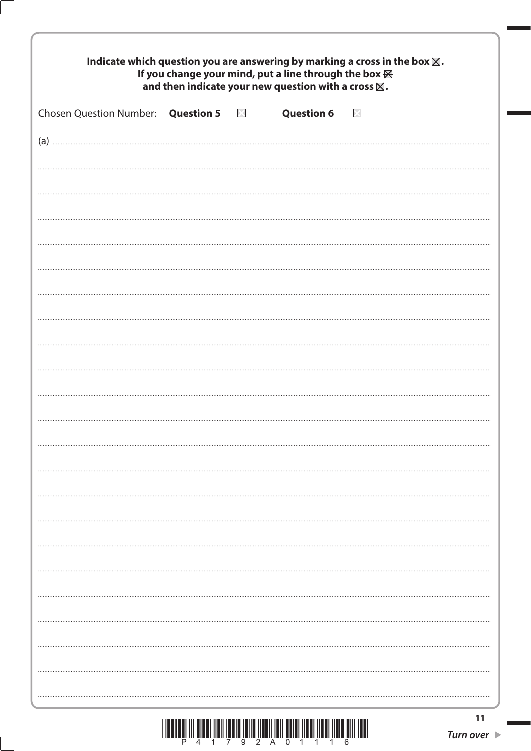**Indicate which question you are answering by marking a cross in the box ☒.**
**If you change your mind, put a line through the box ☒**
**and then indicate your new question with a cross ☒.**

Chosen Question Number: **Question 5** ☐ **Question 6** ☐

(a)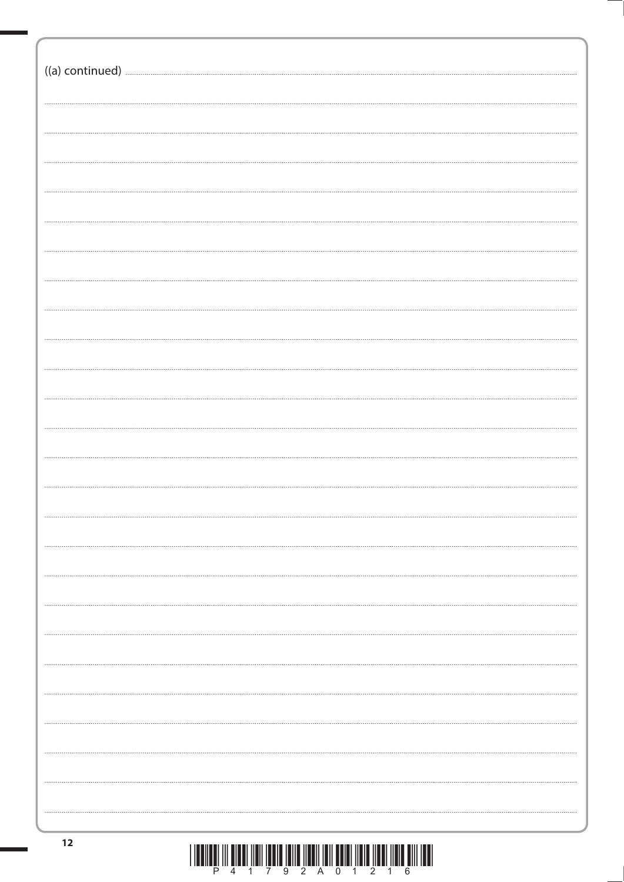((a) continued)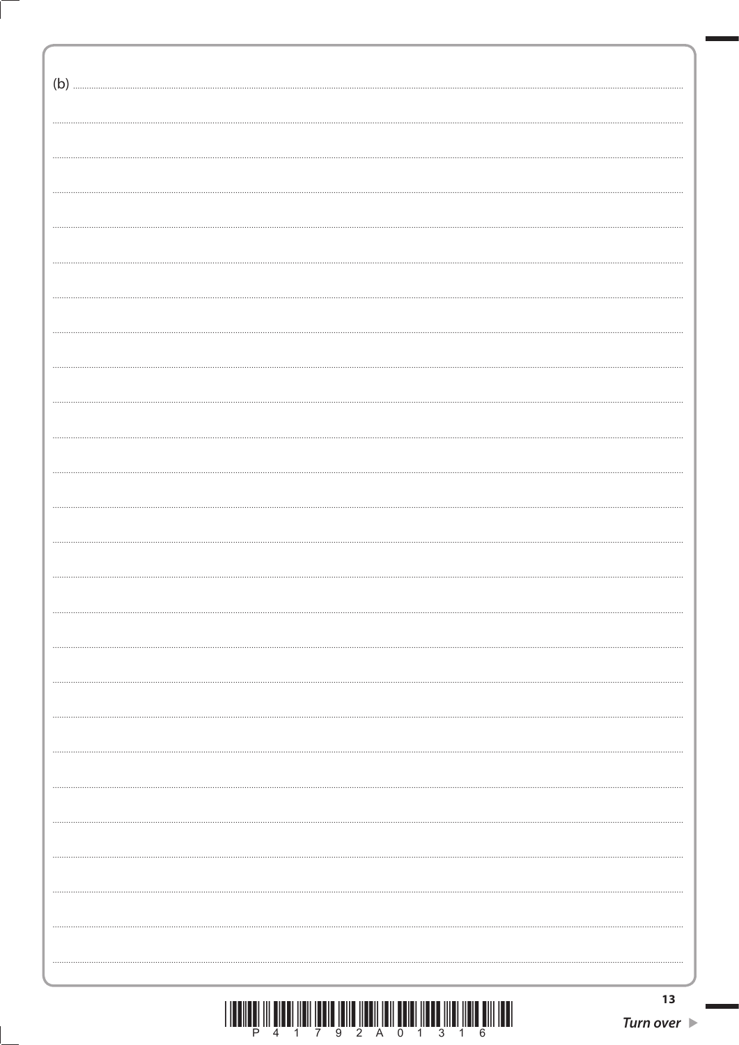(b)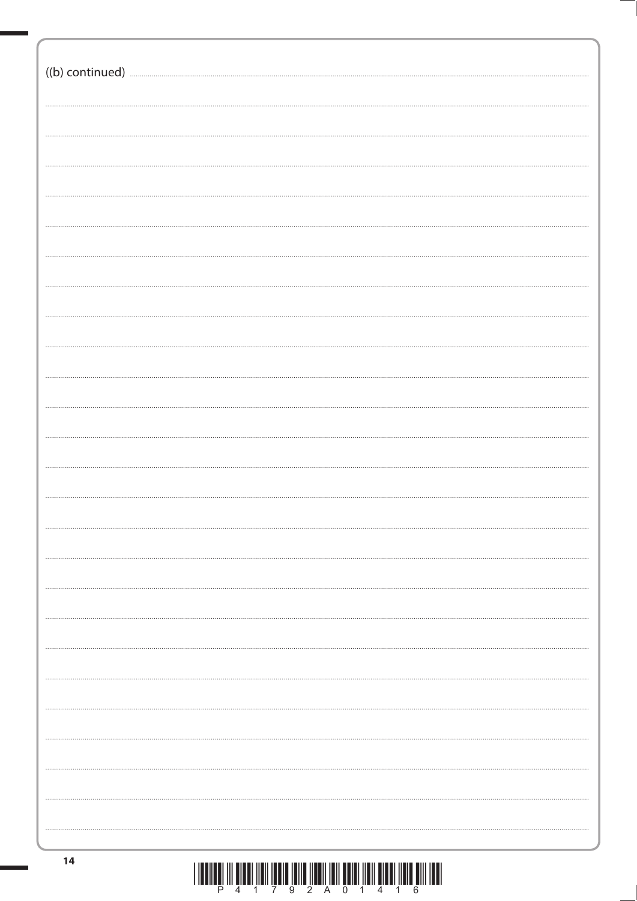((b) continued)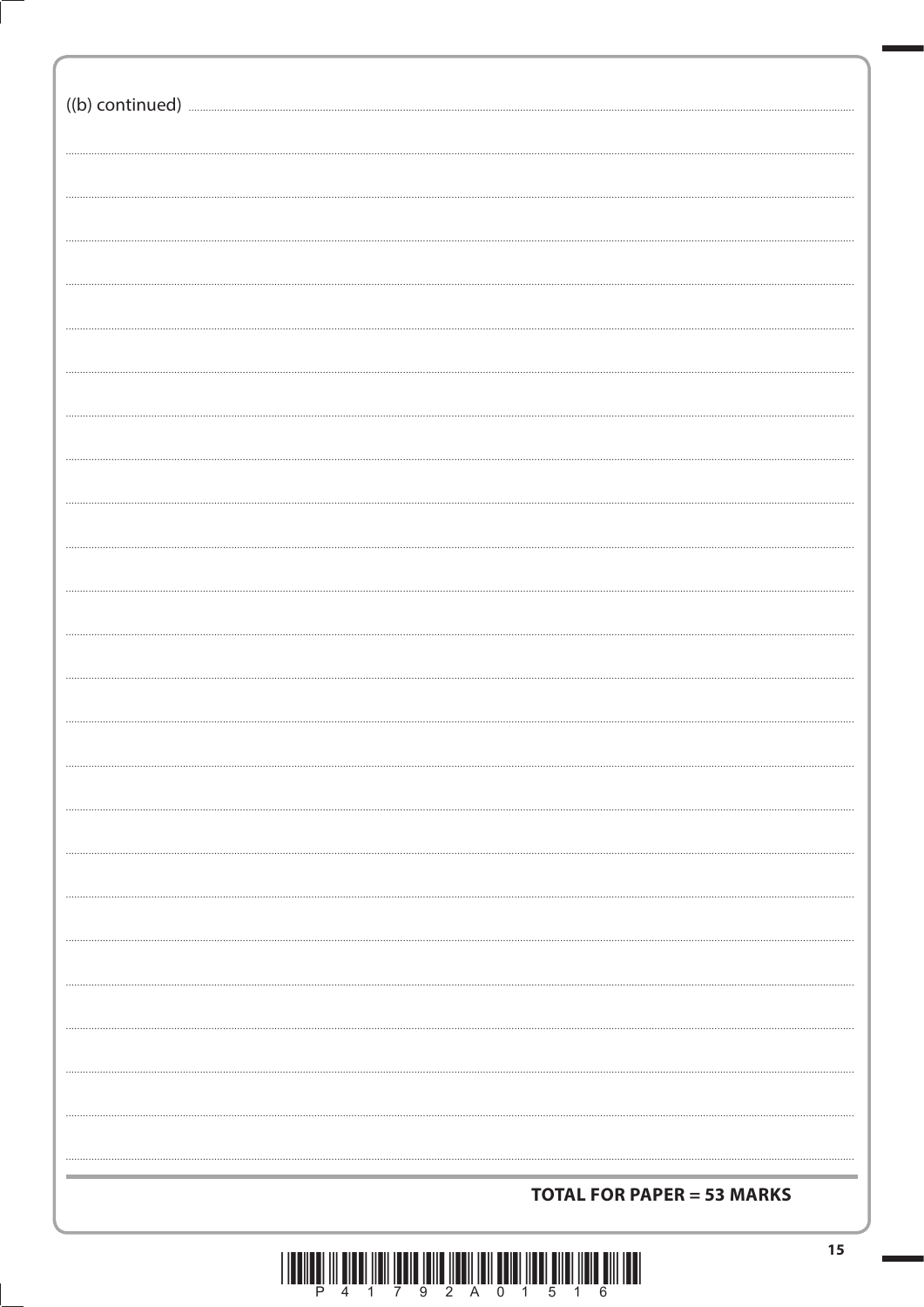((b) continued)

**TOTAL FOR PAPER = 53 MARKS**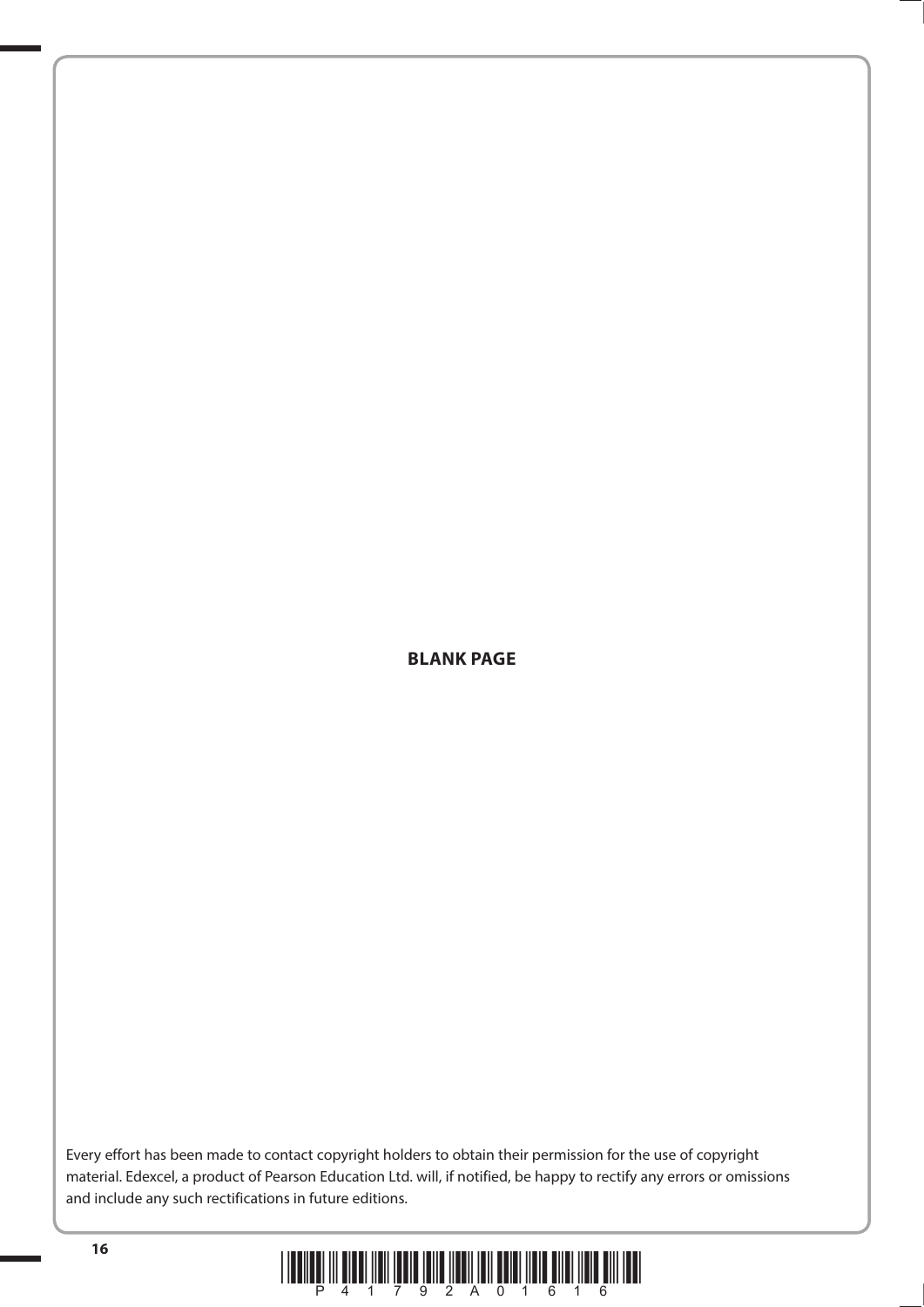**BLANK PAGE**

Every effort has been made to contact copyright holders to obtain their permission for the use of copyright material. Edexcel, a product of Pearson Education Ltd. will, if notified, be happy to rectify any errors or omissions and include any such rectifications in future editions.